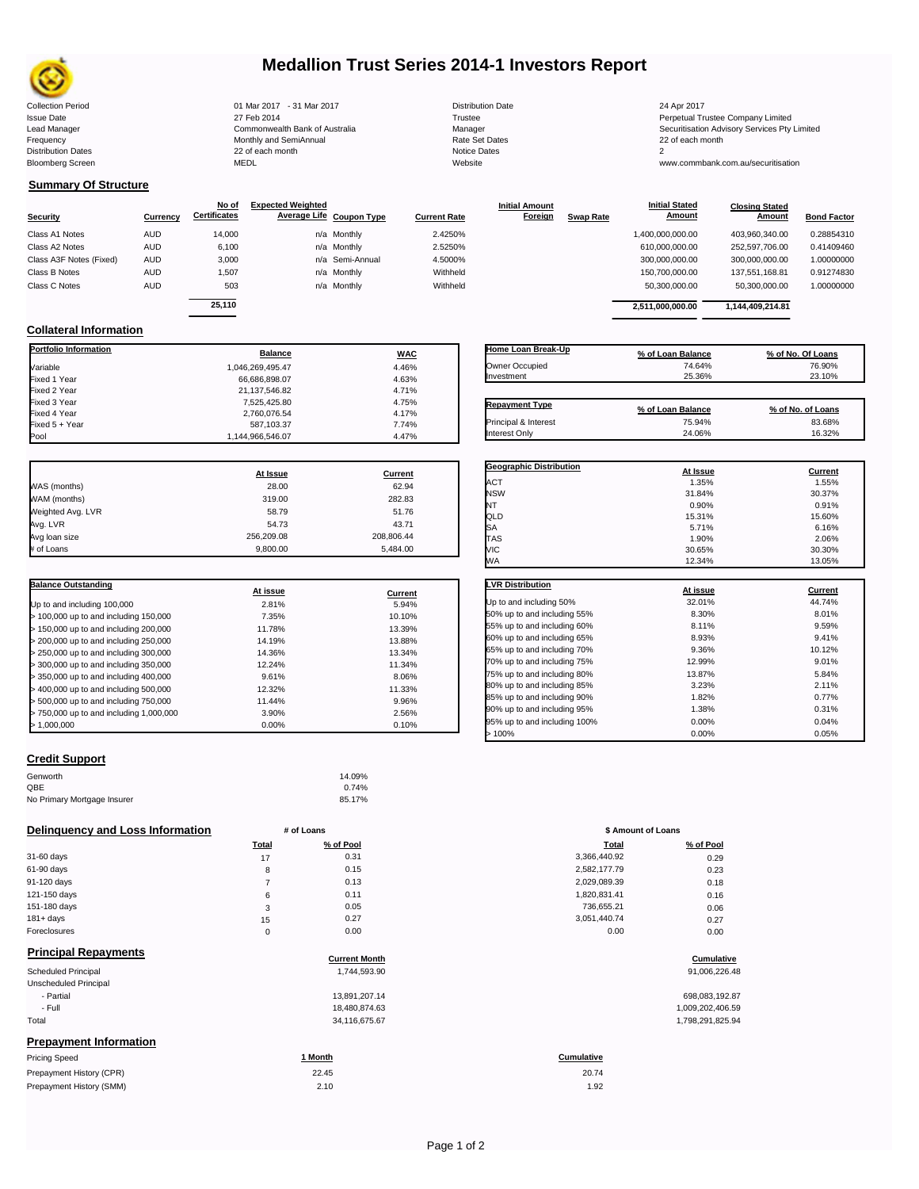# Medallion Trust Series 2014-1 Investors Report

| | | | |
|---|---|---|---|
| Collection Period | 01 Mar 2017 - 31 Mar 2017 | Distribution Date | 24 Apr 2017 |
| Issue Date | 27 Feb 2014 | Trustee | Perpetual Trustee Company Limited |
| Lead Manager | Commonwealth Bank of Australia | Manager | Securitisation Advisory Services Pty Limited |
| Frequency | Monthly and SemiAnnual | Rate Set Dates | 22 of each month |
| Distribution Dates | 22 of each month | Notice Dates | 2 |
| Bloomberg Screen | MEDL | Website | www.commbank.com.au/securitisation |

## Summary Of Structure

| Security | Currency | No of Certificates | Expected Weighted Average Life | Coupon Type | Current Rate | Initial Amount Foreign | Swap Rate | Initial Stated Amount | Closing Stated Amount | Bond Factor |
|---|---|---|---|---|---|---|---|---|---|---|
| Class A1 Notes | AUD | 14,000 | n/a | Monthly | 2.4250% | | | 1,400,000,000.00 | 403,960,340.00 | 0.28854310 |
| Class A2 Notes | AUD | 6,100 | n/a | Monthly | 2.5250% | | | 610,000,000.00 | 252,597,706.00 | 0.41409460 |
| Class A3F Notes (Fixed) | AUD | 3,000 | n/a | Semi-Annual | 4.5000% | | | 300,000,000.00 | 300,000,000.00 | 1.00000000 |
| Class B Notes | AUD | 1,507 | n/a | Monthly | Withheld | | | 150,700,000.00 | 137,551,168.81 | 0.91274830 |
| Class C Notes | AUD | 503 | n/a | Monthly | Withheld | | | 50,300,000.00 | 50,300,000.00 | 1.00000000 |
| | | 25,110 | | | | | | 2,511,000,000.00 | 1,144,409,214.81 | |

## Collateral Information

| Portfolio Information | Balance | WAC |
|---|---|---|
| Variable | 1,046,269,495.47 | 4.46% |
| Fixed 1 Year | 66,686,898.07 | 4.63% |
| Fixed 2 Year | 21,137,546.82 | 4.71% |
| Fixed 3 Year | 7,525,425.80 | 4.75% |
| Fixed 4 Year | 2,760,076.54 | 4.17% |
| Fixed 5 + Year | 587,103.37 | 7.74% |
| Pool | 1,144,966,546.07 | 4.47% |

| Home Loan Break-Up | % of Loan Balance | % of No. Of Loans |
|---|---|---|
| Owner Occupied | 74.64% | 76.90% |
| Investment | 25.36% | 23.10% |

| Repayment Type | % of Loan Balance | % of No. of Loans |
|---|---|---|
| Principal & Interest | 75.94% | 83.68% |
| Interest Only | 24.06% | 16.32% |

| | At Issue | Current |
|---|---|---|
| WAS (months) | 28.00 | 62.94 |
| WAM (months) | 319.00 | 282.83 |
| Weighted Avg. LVR | 58.79 | 51.76 |
| Avg. LVR | 54.73 | 43.71 |
| Avg loan size | 256,209.08 | 208,806.44 |
| # of Loans | 9,800.00 | 5,484.00 |

| Geographic Distribution | At Issue | Current |
|---|---|---|
| ACT | 1.35% | 1.55% |
| NSW | 31.84% | 30.37% |
| NT | 0.90% | 0.91% |
| QLD | 15.31% | 15.60% |
| SA | 5.71% | 6.16% |
| TAS | 1.90% | 2.06% |
| VIC | 30.65% | 30.30% |
| WA | 12.34% | 13.05% |

| Balance Outstanding | At issue | Current |
|---|---|---|
| Up to and including 100,000 | 2.81% | 5.94% |
| > 100,000 up to and including 150,000 | 7.35% | 10.10% |
| > 150,000 up to and including 200,000 | 11.78% | 13.39% |
| > 200,000 up to and including 250,000 | 14.19% | 13.88% |
| > 250,000 up to and including 300,000 | 14.36% | 13.34% |
| > 300,000 up to and including 350,000 | 12.24% | 11.34% |
| > 350,000 up to and including 400,000 | 9.61% | 8.06% |
| > 400,000 up to and including 500,000 | 12.32% | 11.33% |
| > 500,000 up to and including 750,000 | 11.44% | 9.96% |
| > 750,000 up to and including 1,000,000 | 3.90% | 2.56% |
| > 1,000,000 | 0.00% | 0.10% |

| LVR Distribution | At issue | Current |
|---|---|---|
| Up to and including 50% | 32.01% | 44.74% |
| 50% up to and including 55% | 8.30% | 8.01% |
| 55% up to and including 60% | 8.11% | 9.59% |
| 60% up to and including 65% | 8.93% | 9.41% |
| 65% up to and including 70% | 9.36% | 10.12% |
| 70% up to and including 75% | 12.99% | 9.01% |
| 75% up to and including 80% | 13.87% | 5.84% |
| 80% up to and including 85% | 3.23% | 2.11% |
| 85% up to and including 90% | 1.82% | 0.77% |
| 90% up to and including 95% | 1.38% | 0.31% |
| 95% up to and including 100% | 0.00% | 0.04% |
| > 100% | 0.00% | 0.05% |

## Credit Support

| | |
|---|---|
| Genworth | 14.09% |
| QBE | 0.74% |
| No Primary Mortgage Insurer | 85.17% |

## Delinquency and Loss Information

| | # of Loans Total | # of Loans % of Pool | $ Amount of Loans Total | $ Amount of Loans % of Pool |
|---|---|---|---|---|
| 31-60 days | 17 | 0.31 | 3,366,440.92 | 0.29 |
| 61-90 days | 8 | 0.15 | 2,582,177.79 | 0.23 |
| 91-120 days | 7 | 0.13 | 2,029,089.39 | 0.18 |
| 121-150 days | 6 | 0.11 | 1,820,831.41 | 0.16 |
| 151-180 days | 3 | 0.05 | 736,655.21 | 0.06 |
| 181+ days | 15 | 0.27 | 3,051,440.74 | 0.27 |
| Foreclosures | 0 | 0.00 | 0.00 | 0.00 |

## Principal Repayments

| | Current Month | Cumulative |
|---|---|---|
| Scheduled Principal | 1,744,593.90 | 91,006,226.48 |
| Unscheduled Principal | | |
| - Partial | 13,891,207.14 | 698,083,192.87 |
| - Full | 18,480,874.63 | 1,009,202,406.59 |
| Total | 34,116,675.67 | 1,798,291,825.94 |

## Prepayment Information

| Pricing Speed | 1 Month | Cumulative |
|---|---|---|
| Prepayment History (CPR) | 22.45 | 20.74 |
| Prepayment History (SMM) | 2.10 | 1.92 |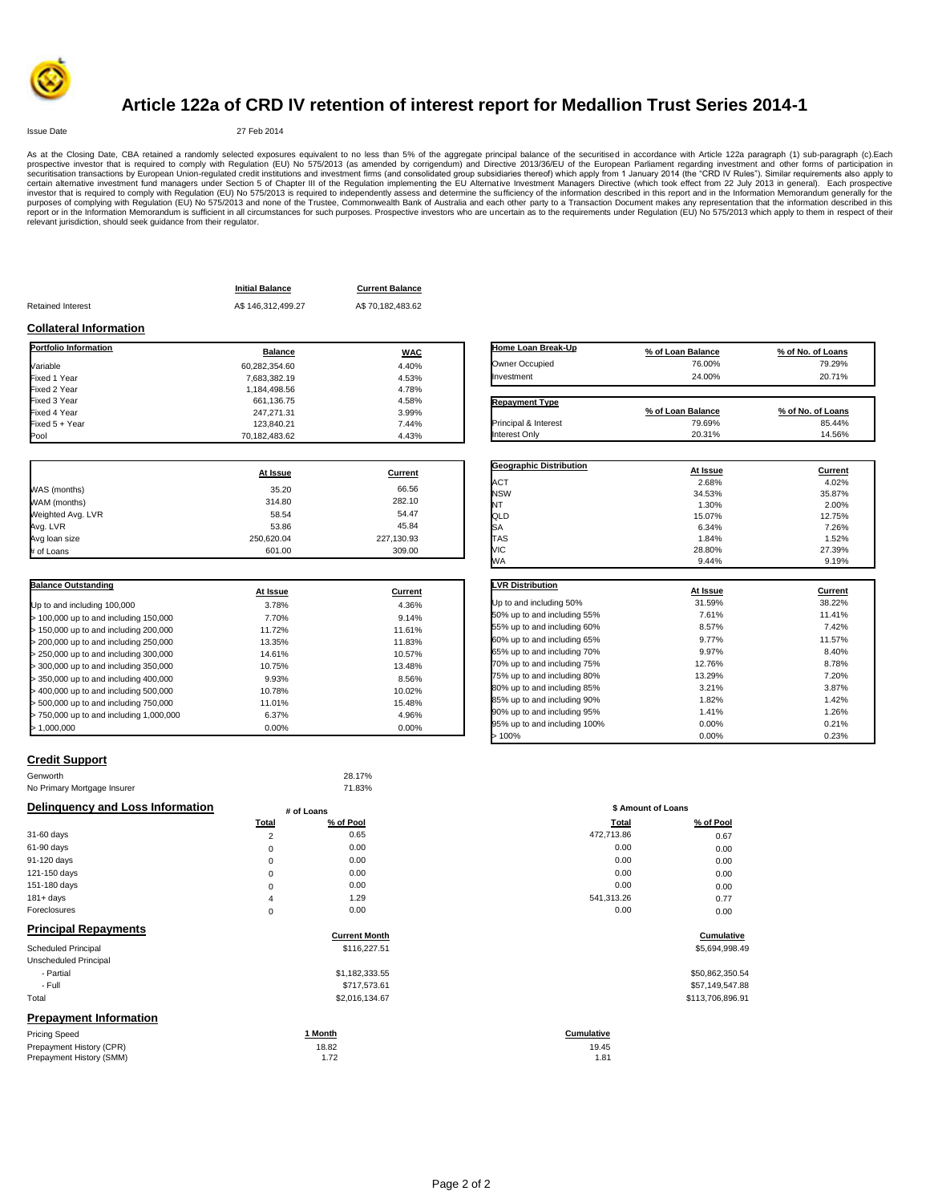# Article 122a of CRD IV retention of interest report for Medallion Trust Series 2014-1

Issue Date 27 Feb 2014

As at the Closing Date, CBA retained a randomly selected exposures equivalent to no less than 5% of the aggregate principal balance of the securitised in accordance with Article 122a paragraph (1) sub-paragraph (c).Each prospective investor that is required to comply with Regulation (EU) No 575/2013 (as amended by corrigendum) and Directive 2013/36/EU of the European Parliament regarding investment and other forms of participation in securitisation transactions by European Union-regulated credit institutions and investment firms (and consolidated group subsidiaries thereof) which apply from 1 January 2014 (the "CRD IV Rules"). Similar requirements also apply to certain alternative investment fund managers under Section 5 of Chapter III of the Regulation implementing the EU Alternative Investment Managers Directive (which took effect from 22 July 2013 in general). Each prospective investor that is required to comply with Regulation (EU) No 575/2013 is required to independently assess and determine the sufficiency of the information described in this report and in the Information Memorandum generally for the purposes of complying with Regulation (EU) No 575/2013 and none of the Trustee, Commonwealth Bank of Australia and each other party to a Transaction Document makes any representation that the information described in this report or in the Information Memorandum is sufficient in all circumstances for such purposes. Prospective investors who are uncertain as to the requirements under Regulation (EU) No 575/2013 which apply to them in respect of their relevant jurisdiction, should seek guidance from their regulator.

| | Initial Balance | Current Balance |
|---|---|---|
| Retained Interest | A$ 146,312,499.27 | A$ 70,182,483.62 |

## Collateral Information

| Portfolio Information | Balance | WAC |
|---|---|---|
| Variable | 60,282,354.60 | 4.40% |
| Fixed 1 Year | 7,683,382.19 | 4.53% |
| Fixed 2 Year | 1,184,498.56 | 4.78% |
| Fixed 3 Year | 661,136.75 | 4.58% |
| Fixed 4 Year | 247,271.31 | 3.99% |
| Fixed 5 + Year | 123,840.21 | 7.44% |
| Pool | 70,182,483.62 | 4.43% |

| Home Loan Break-Up | % of Loan Balance | % of No. of Loans |
|---|---|---|
| Owner Occupied | 76.00% | 79.29% |
| Investment | 24.00% | 20.71% |

| Repayment Type | % of Loan Balance | % of No. of Loans |
|---|---|---|
| Principal & Interest | 79.69% | 85.44% |
| Interest Only | 20.31% | 14.56% |

| | At Issue | Current |
|---|---|---|
| WAS (months) | 35.20 | 66.56 |
| WAM (months) | 314.80 | 282.10 |
| Weighted Avg. LVR | 58.54 | 54.47 |
| Avg. LVR | 53.86 | 45.84 |
| Avg loan size | 250,620.04 | 227,130.93 |
| # of Loans | 601.00 | 309.00 |

| Geographic Distribution | At Issue | Current |
|---|---|---|
| ACT | 2.68% | 4.02% |
| NSW | 34.53% | 35.87% |
| NT | 1.30% | 2.00% |
| QLD | 15.07% | 12.75% |
| SA | 6.34% | 7.26% |
| TAS | 1.84% | 1.52% |
| VIC | 28.80% | 27.39% |
| WA | 9.44% | 9.19% |

| Balance Outstanding | At Issue | Current |
|---|---|---|
| Up to and including 100,000 | 3.78% | 4.36% |
| > 100,000 up to and including 150,000 | 7.70% | 9.14% |
| > 150,000 up to and including 200,000 | 11.72% | 11.61% |
| > 200,000 up to and including 250,000 | 13.35% | 11.83% |
| > 250,000 up to and including 300,000 | 14.61% | 10.57% |
| > 300,000 up to and including 350,000 | 10.75% | 13.48% |
| > 350,000 up to and including 400,000 | 9.93% | 8.56% |
| > 400,000 up to and including 500,000 | 10.78% | 10.02% |
| > 500,000 up to and including 750,000 | 11.01% | 15.48% |
| > 750,000 up to and including 1,000,000 | 6.37% | 4.96% |
| > 1,000,000 | 0.00% | 0.00% |

| LVR Distribution | At Issue | Current |
|---|---|---|
| Up to and including 50% | 31.59% | 38.22% |
| 50% up to and including 55% | 7.61% | 11.41% |
| 55% up to and including 60% | 8.57% | 7.42% |
| 60% up to and including 65% | 9.77% | 11.57% |
| 65% up to and including 70% | 9.97% | 8.40% |
| 70% up to and including 75% | 12.76% | 8.78% |
| 75% up to and including 80% | 13.29% | 7.20% |
| 80% up to and including 85% | 3.21% | 3.87% |
| 85% up to and including 90% | 1.82% | 1.42% |
| 90% up to and including 95% | 1.41% | 1.26% |
| 95% up to and including 100% | 0.00% | 0.21% |
| > 100% | 0.00% | 0.23% |

## Credit Support

| | |
|---|---|
| Genworth | 28.17% |
| No Primary Mortgage Insurer | 71.83% |

## Delinquency and Loss Information

| | # of Loans | | $ Amount of Loans | |
|---|---|---|---|---|
| | Total | % of Pool | Total | % of Pool |
| 31-60 days | 2 | 0.65 | 472,713.86 | 0.67 |
| 61-90 days | 0 | 0.00 | 0.00 | 0.00 |
| 91-120 days | 0 | 0.00 | 0.00 | 0.00 |
| 121-150 days | 0 | 0.00 | 0.00 | 0.00 |
| 151-180 days | 0 | 0.00 | 0.00 | 0.00 |
| 181+ days | 4 | 1.29 | 541,313.26 | 0.77 |
| Foreclosures | 0 | 0.00 | 0.00 | 0.00 |

## Principal Repayments

| | Current Month | Cumulative |
|---|---|---|
| Scheduled Principal | $116,227.51 | $5,694,998.49 |
| Unscheduled Principal | | |
| - Partial | $1,182,333.55 | $50,862,350.54 |
| - Full | $717,573.61 | $57,149,547.88 |
| Total | $2,016,134.67 | $113,706,896.91 |

## Prepayment Information

| Pricing Speed | 1 Month | Cumulative |
|---|---|---|
| Prepayment History (CPR) | 18.82 | 19.45 |
| Prepayment History (SMM) | 1.72 | 1.81 |